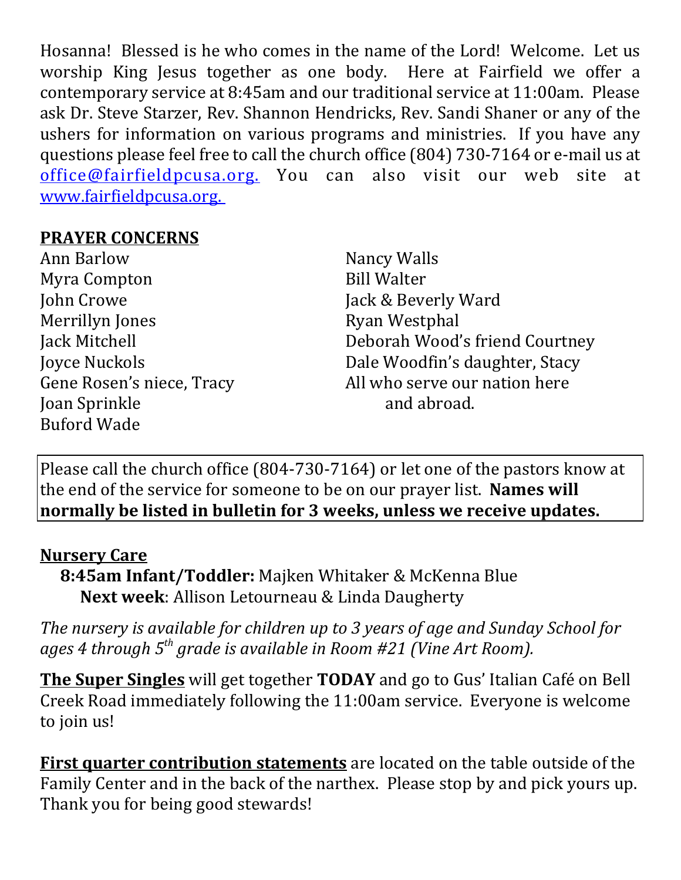Hosanna! Blessed is he who comes in the name of the Lord! Welcome. Let us worship King Jesus together as one body. Here at Fairfield we offer a contemporary service at 8:45am and our traditional service at 11:00am. Please ask Dr. Steve Starzer, Rev. Shannon Hendricks, Rev. Sandi Shaner or any of the ushers for information on various programs and ministries. If you have any questions please feel free to call the church office (804) 730-7164 or e-mail us at office@fairfieldpcusa.org. You can also visit our web site at www.fairfieldpcusa.org.

**PRAYER CONCERNS**

Ann Barlow
Myra Compton
John Crowe
Merrillyn Jones
Jack Mitchell
Joyce Nuckols
Gene Rosen's niece, Tracy
Joan Sprinkle
Buford Wade
Nancy Walls
Bill Walter
Jack & Beverly Ward
Ryan Westphal
Deborah Wood's friend Courtney
Dale Woodfin's daughter, Stacy
All who serve our nation here and abroad.

Please call the church office (804-730-7164) or let one of the pastors know at the end of the service for someone to be on our prayer list. **Names will normally be listed in bulletin for 3 weeks, unless we receive updates.**

**Nursery Care**

**8:45am Infant/Toddler:** Majken Whitaker & McKenna Blue
**Next week**: Allison Letourneau & Linda Daugherty

*The nursery is available for children up to 3 years of age and Sunday School for ages 4 through 5th grade is available in Room #21 (Vine Art Room).*

**The Super Singles** will get together **TODAY** and go to Gus' Italian Café on Bell Creek Road immediately following the 11:00am service. Everyone is welcome to join us!

**First quarter contribution statements** are located on the table outside of the Family Center and in the back of the narthex. Please stop by and pick yours up. Thank you for being good stewards!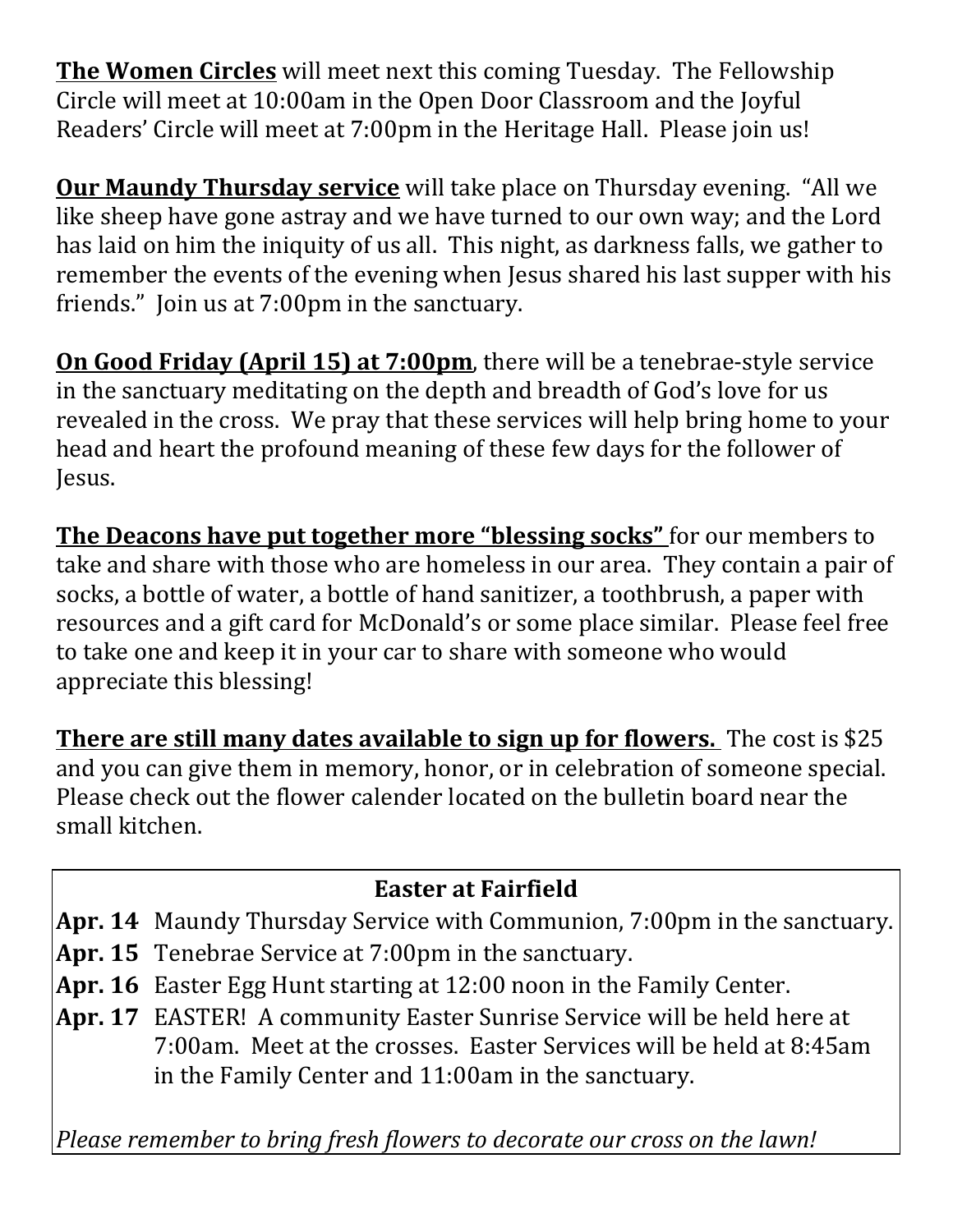**The Women Circles** will meet next this coming Tuesday. The Fellowship Circle will meet at 10:00am in the Open Door Classroom and the Joyful Readers' Circle will meet at 7:00pm in the Heritage Hall. Please join us!

**Our Maundy Thursday service** will take place on Thursday evening. "All we like sheep have gone astray and we have turned to our own way; and the Lord has laid on him the iniquity of us all. This night, as darkness falls, we gather to remember the events of the evening when Jesus shared his last supper with his friends." Join us at 7:00pm in the sanctuary.

**On Good Friday (April 15) at 7:00pm**, there will be a tenebrae-style service in the sanctuary meditating on the depth and breadth of God's love for us revealed in the cross. We pray that these services will help bring home to your head and heart the profound meaning of these few days for the follower of Jesus.

**The Deacons have put together more "blessing socks"** for our members to take and share with those who are homeless in our area. They contain a pair of socks, a bottle of water, a bottle of hand sanitizer, a toothbrush, a paper with resources and a gift card for McDonald's or some place similar. Please feel free to take one and keep it in your car to share with someone who would appreciate this blessing!

**There are still many dates available to sign up for flowers.** The cost is $25 and you can give them in memory, honor, or in celebration of someone special. Please check out the flower calender located on the bulletin board near the small kitchen.

## Easter at Fairfield

**Apr. 14** Maundy Thursday Service with Communion, 7:00pm in the sanctuary.

**Apr. 15** Tenebrae Service at 7:00pm in the sanctuary.

**Apr. 16** Easter Egg Hunt starting at 12:00 noon in the Family Center.

**Apr. 17** EASTER! A community Easter Sunrise Service will be held here at 7:00am. Meet at the crosses. Easter Services will be held at 8:45am in the Family Center and 11:00am in the sanctuary.

*Please remember to bring fresh flowers to decorate our cross on the lawn!*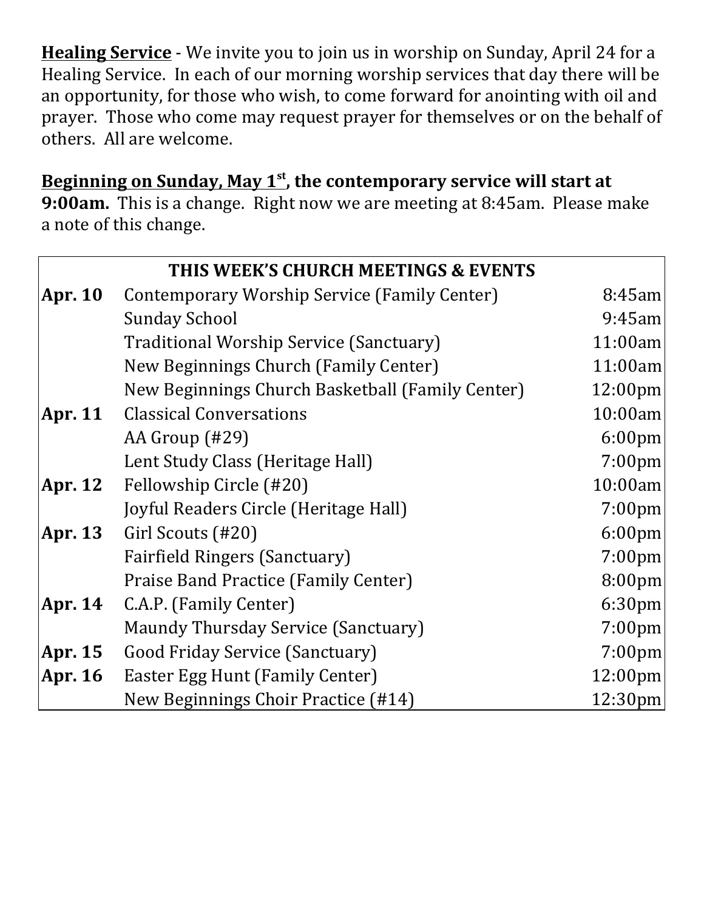**<u>Healing Service</u>** - We invite you to join us in worship on Sunday, April 24 for a Healing Service. In each of our morning worship services that day there will be an opportunity, for those who wish, to come forward for anointing with oil and prayer. Those who come may request prayer for themselves or on the behalf of others. All are welcome.

**<u>Beginning on Sunday, May 1st</u>, the contemporary service will start at 9:00am.** This is a change. Right now we are meeting at 8:45am. Please make a note of this change.

| THIS WEEK'S CHURCH MEETINGS & EVENTS | | |
|---|---|---|
| **Apr. 10** | Contemporary Worship Service (Family Center) | 8:45am |
| | Sunday School | 9:45am |
| | Traditional Worship Service (Sanctuary) | 11:00am |
| | New Beginnings Church (Family Center) | 11:00am |
| | New Beginnings Church Basketball (Family Center) | 12:00pm |
| **Apr. 11** | Classical Conversations | 10:00am |
| | AA Group (#29) | 6:00pm |
| | Lent Study Class (Heritage Hall) | 7:00pm |
| **Apr. 12** | Fellowship Circle (#20) | 10:00am |
| | Joyful Readers Circle (Heritage Hall) | 7:00pm |
| **Apr. 13** | Girl Scouts (#20) | 6:00pm |
| | Fairfield Ringers (Sanctuary) | 7:00pm |
| | Praise Band Practice (Family Center) | 8:00pm |
| **Apr. 14** | C.A.P. (Family Center) | 6:30pm |
| | Maundy Thursday Service (Sanctuary) | 7:00pm |
| **Apr. 15** | Good Friday Service (Sanctuary) | 7:00pm |
| **Apr. 16** | Easter Egg Hunt (Family Center) | 12:00pm |
| | New Beginnings Choir Practice (#14) | 12:30pm |